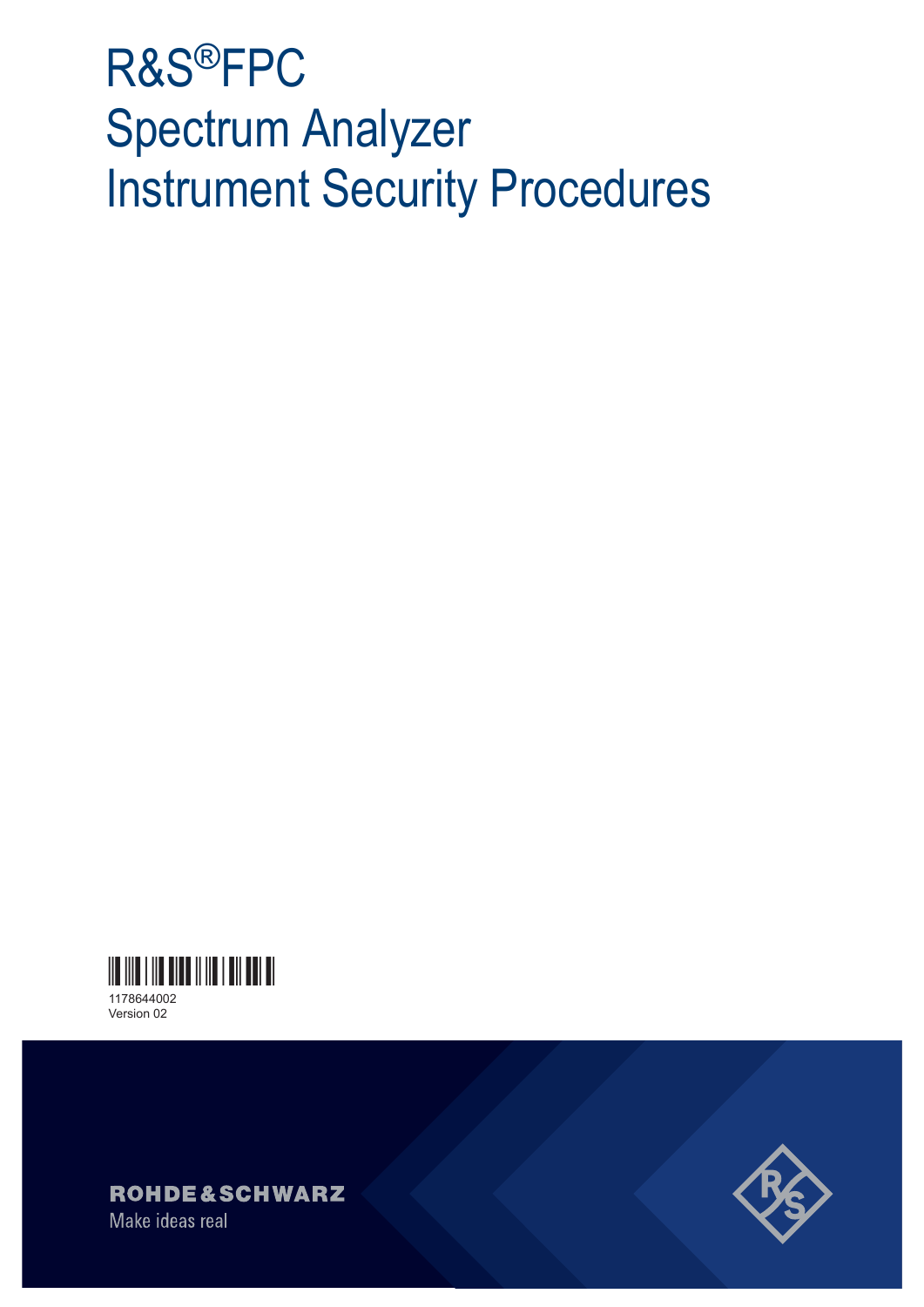# R&S®FPC Spectrum Analyzer Instrument Security Procedures

1178644002
Version 02

ROHDE&SCHWARZ
Make ideas real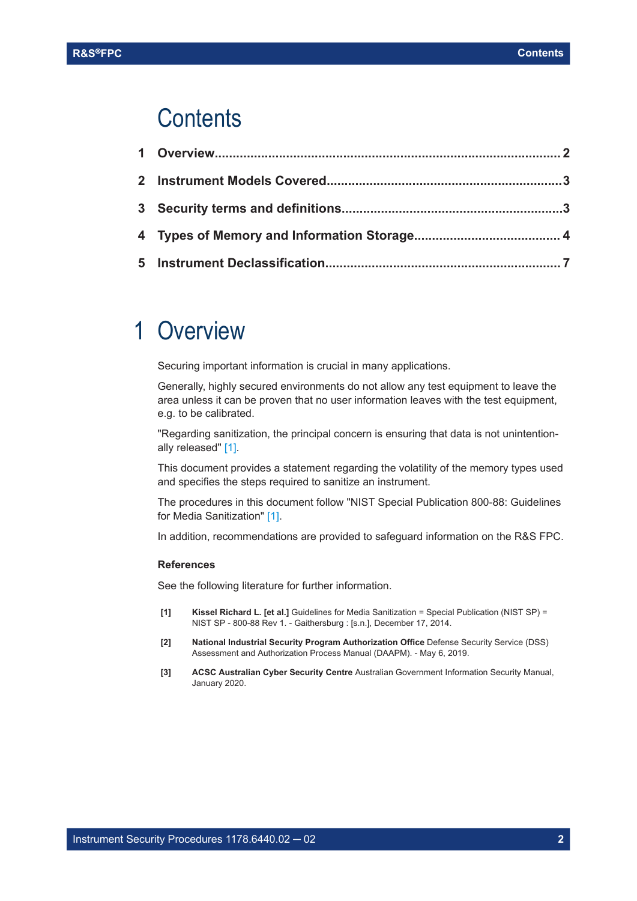# Contents

1 Overview....................................................................................................2

2 Instrument Models Covered.....................................................................3

3 Security terms and definitions.................................................................3

4 Types of Memory and Information Storage............................................ 4

5 Instrument Declassification......................................................................7

# 1 Overview

Securing important information is crucial in many applications.

Generally, highly secured environments do not allow any test equipment to leave the area unless it can be proven that no user information leaves with the test equipment, e.g. to be calibrated.

"Regarding sanitization, the principal concern is ensuring that data is not unintentionally released" [1].

This document provides a statement regarding the volatility of the memory types used and specifies the steps required to sanitize an instrument.

The procedures in this document follow "NIST Special Publication 800-88: Guidelines for Media Sanitization" [1].

In addition, recommendations are provided to safeguard information on the R&S FPC.

### References

See the following literature for further information.

**[1]** **Kissel Richard L. [et al.]** Guidelines for Media Sanitization = Special Publication (NIST SP) = NIST SP - 800-88 Rev 1. - Gaithersburg : [s.n.], December 17, 2014.

**[2]** **National Industrial Security Program Authorization Office** Defense Security Service (DSS) Assessment and Authorization Process Manual (DAAPM). - May 6, 2019.

**[3]** **ACSC Australian Cyber Security Centre** Australian Government Information Security Manual, January 2020.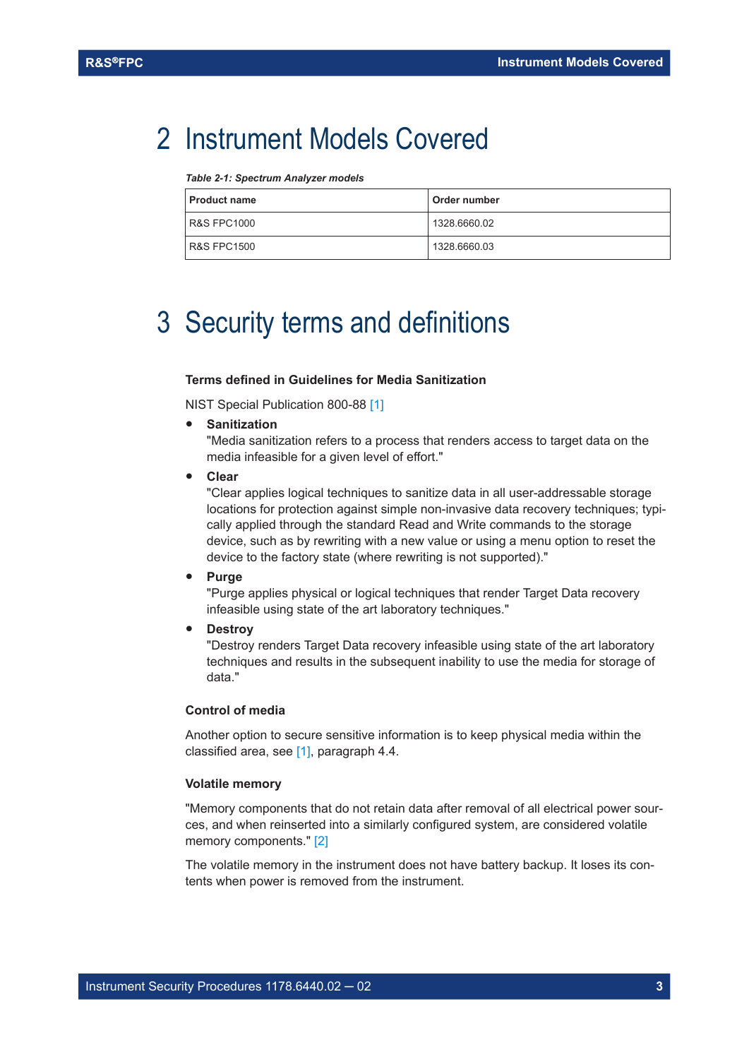# 2 Instrument Models Covered

*Table 2-1: Spectrum Analyzer models*

| Product name | Order number |
|---|---|
| R&S FPC1000 | 1328.6660.02 |
| R&S FPC1500 | 1328.6660.03 |

# 3 Security terms and definitions

### Terms defined in Guidelines for Media Sanitization

NIST Special Publication 800-88 [1]

- **Sanitization**
  "Media sanitization refers to a process that renders access to target data on the media infeasible for a given level of effort."
- **Clear**
  "Clear applies logical techniques to sanitize data in all user-addressable storage locations for protection against simple non-invasive data recovery techniques; typically applied through the standard Read and Write commands to the storage device, such as by rewriting with a new value or using a menu option to reset the device to the factory state (where rewriting is not supported)."
- **Purge**
  "Purge applies physical or logical techniques that render Target Data recovery infeasible using state of the art laboratory techniques."
- **Destroy**
  "Destroy renders Target Data recovery infeasible using state of the art laboratory techniques and results in the subsequent inability to use the media for storage of data."

### Control of media

Another option to secure sensitive information is to keep physical media within the classified area, see [1], paragraph 4.4.

### Volatile memory

"Memory components that do not retain data after removal of all electrical power sources, and when reinserted into a similarly configured system, are considered volatile memory components." [2]

The volatile memory in the instrument does not have battery backup. It loses its contents when power is removed from the instrument.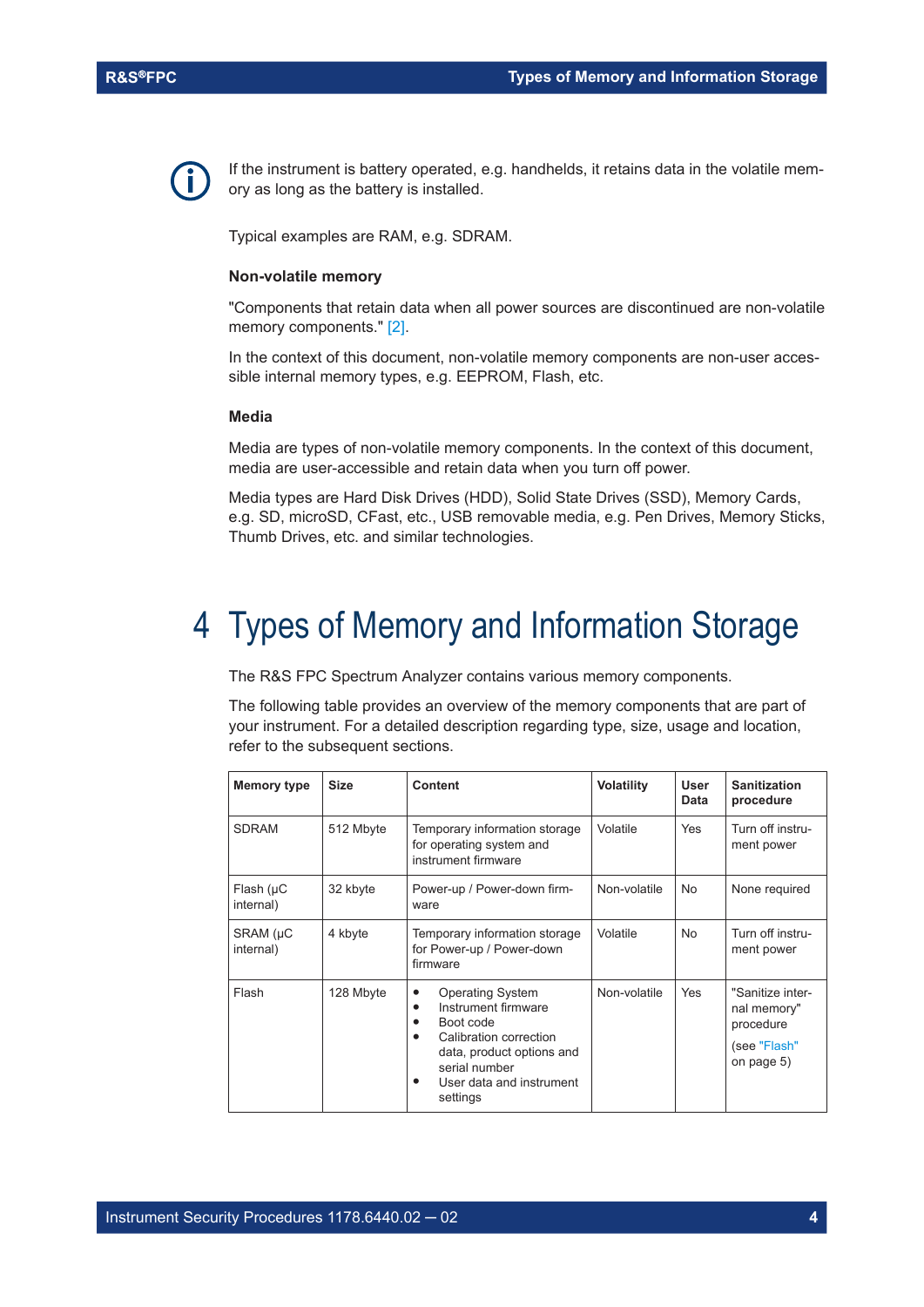If the instrument is battery operated, e.g. handhelds, it retains data in the volatile memory as long as the battery is installed.

Typical examples are RAM, e.g. SDRAM.

### Non-volatile memory

"Components that retain data when all power sources are discontinued are non-volatile memory components." [2].

In the context of this document, non-volatile memory components are non-user accessible internal memory types, e.g. EEPROM, Flash, etc.

### Media

Media are types of non-volatile memory components. In the context of this document, media are user-accessible and retain data when you turn off power.

Media types are Hard Disk Drives (HDD), Solid State Drives (SSD), Memory Cards, e.g. SD, microSD, CFast, etc., USB removable media, e.g. Pen Drives, Memory Sticks, Thumb Drives, etc. and similar technologies.

# 4 Types of Memory and Information Storage

The R&S FPC Spectrum Analyzer contains various memory components.

The following table provides an overview of the memory components that are part of your instrument. For a detailed description regarding type, size, usage and location, refer to the subsequent sections.

| Memory type | Size | Content | Volatility | User Data | Sanitization procedure |
|---|---|---|---|---|---|
| SDRAM | 512 Mbyte | Temporary information storage for operating system and instrument firmware | Volatile | Yes | Turn off instrument power |
| Flash (µC internal) | 32 kbyte | Power-up / Power-down firmware | Non-volatile | No | None required |
| SRAM (µC internal) | 4 kbyte | Temporary information storage for Power-up / Power-down firmware | Volatile | No | Turn off instrument power |
| Flash | 128 Mbyte | • Operating System<br>• Instrument firmware<br>• Boot code<br>• Calibration correction data, product options and serial number<br>• User data and instrument settings | Non-volatile | Yes | "Sanitize internal memory" procedure<br>(see "Flash" on page 5) |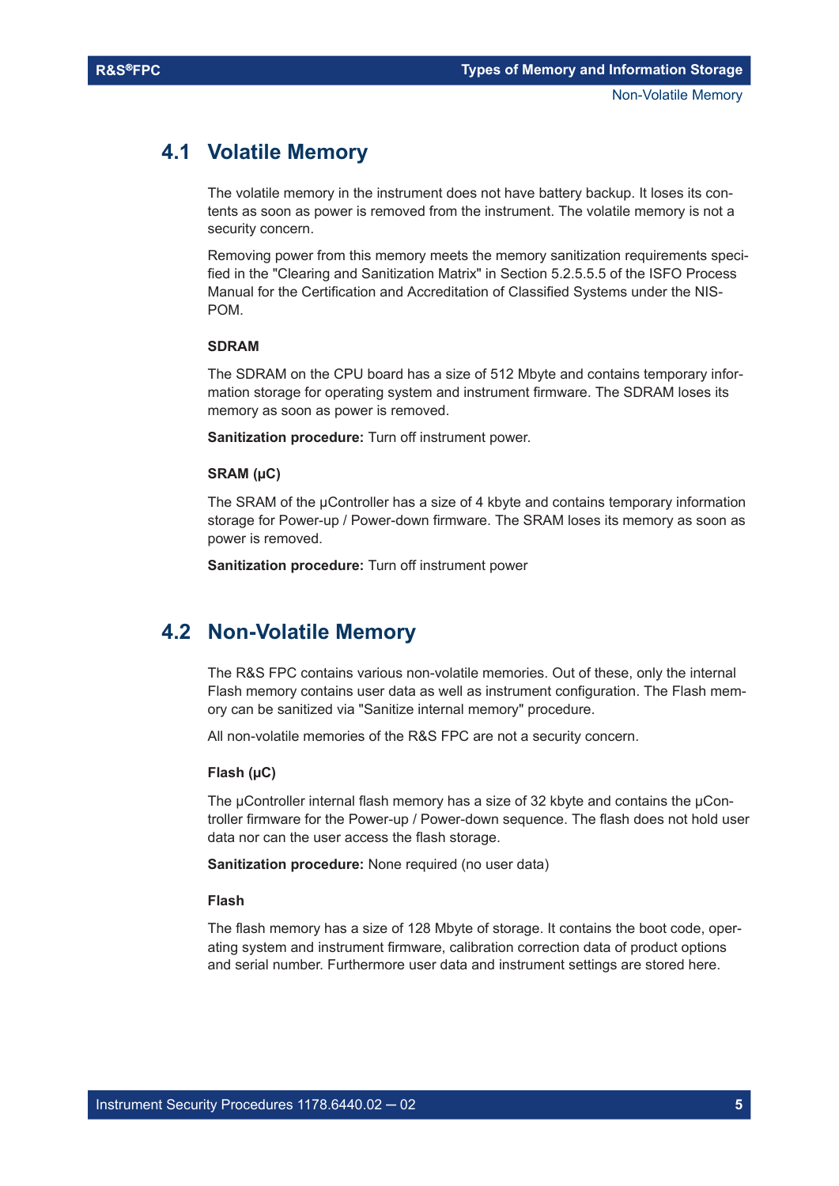## 4.1 Volatile Memory

The volatile memory in the instrument does not have battery backup. It loses its contents as soon as power is removed from the instrument. The volatile memory is not a security concern.

Removing power from this memory meets the memory sanitization requirements specified in the "Clearing and Sanitization Matrix" in Section 5.2.5.5.5 of the ISFO Process Manual for the Certification and Accreditation of Classified Systems under the NISPOM.

#### SDRAM

The SDRAM on the CPU board has a size of 512 Mbyte and contains temporary information storage for operating system and instrument firmware. The SDRAM loses its memory as soon as power is removed.

**Sanitization procedure:** Turn off instrument power.

#### SRAM (µC)

The SRAM of the µController has a size of 4 kbyte and contains temporary information storage for Power-up / Power-down firmware. The SRAM loses its memory as soon as power is removed.

**Sanitization procedure:** Turn off instrument power

## 4.2 Non-Volatile Memory

The R&S FPC contains various non-volatile memories. Out of these, only the internal Flash memory contains user data as well as instrument configuration. The Flash memory can be sanitized via "Sanitize internal memory" procedure.

All non-volatile memories of the R&S FPC are not a security concern.

#### Flash (µC)

The µController internal flash memory has a size of 32 kbyte and contains the µController firmware for the Power-up / Power-down sequence. The flash does not hold user data nor can the user access the flash storage.

**Sanitization procedure:** None required (no user data)

#### Flash

The flash memory has a size of 128 Mbyte of storage. It contains the boot code, operating system and instrument firmware, calibration correction data of product options and serial number. Furthermore user data and instrument settings are stored here.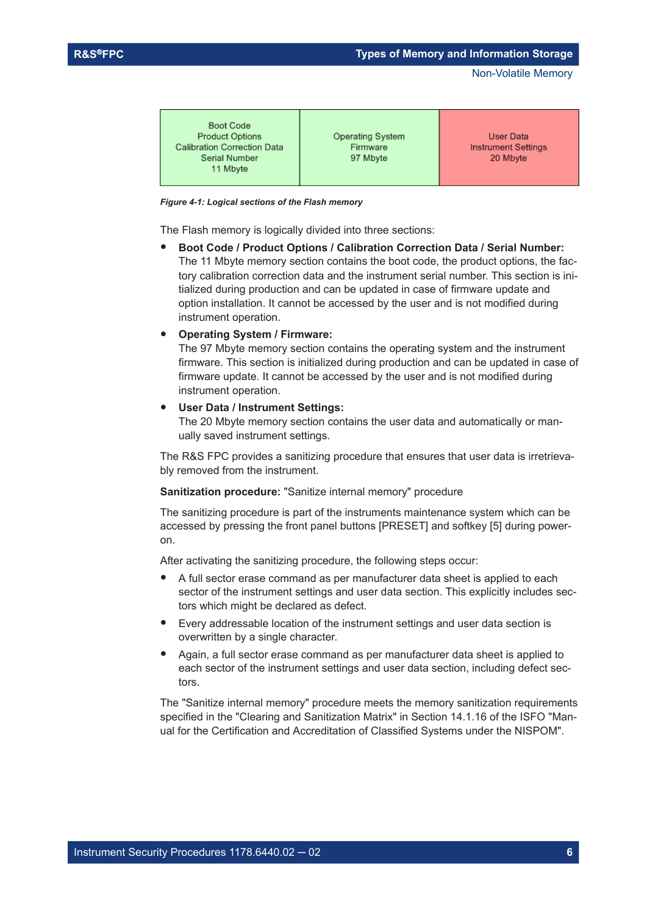| Boot Code<br>Product Options<br>Calibration Correction Data<br>Serial Number<br>11 Mbyte | Operating System<br>Firmware<br>97 Mbyte | User Data<br>Instrument Settings<br>20 Mbyte |
|---|---|---|

*Figure 4-1: Logical sections of the Flash memory*

The Flash memory is logically divided into three sections:

- **Boot Code / Product Options / Calibration Correction Data / Serial Number:**
  The 11 Mbyte memory section contains the boot code, the product options, the factory calibration correction data and the instrument serial number. This section is initialized during production and can be updated in case of firmware update and option installation. It cannot be accessed by the user and is not modified during instrument operation.
- **Operating System / Firmware:**
  The 97 Mbyte memory section contains the operating system and the instrument firmware. This section is initialized during production and can be updated in case of firmware update. It cannot be accessed by the user and is not modified during instrument operation.
- **User Data / Instrument Settings:**
  The 20 Mbyte memory section contains the user data and automatically or manually saved instrument settings.

The R&S FPC provides a sanitizing procedure that ensures that user data is irretrievably removed from the instrument.

**Sanitization procedure:** "Sanitize internal memory" procedure

The sanitizing procedure is part of the instruments maintenance system which can be accessed by pressing the front panel buttons [PRESET] and softkey [5] during power-on.

After activating the sanitizing procedure, the following steps occur:

- A full sector erase command as per manufacturer data sheet is applied to each sector of the instrument settings and user data section. This explicitly includes sectors which might be declared as defect.
- Every addressable location of the instrument settings and user data section is overwritten by a single character.
- Again, a full sector erase command as per manufacturer data sheet is applied to each sector of the instrument settings and user data section, including defect sectors.

The "Sanitize internal memory" procedure meets the memory sanitization requirements specified in the "Clearing and Sanitization Matrix" in Section 14.1.16 of the ISFO "Manual for the Certification and Accreditation of Classified Systems under the NISPOM".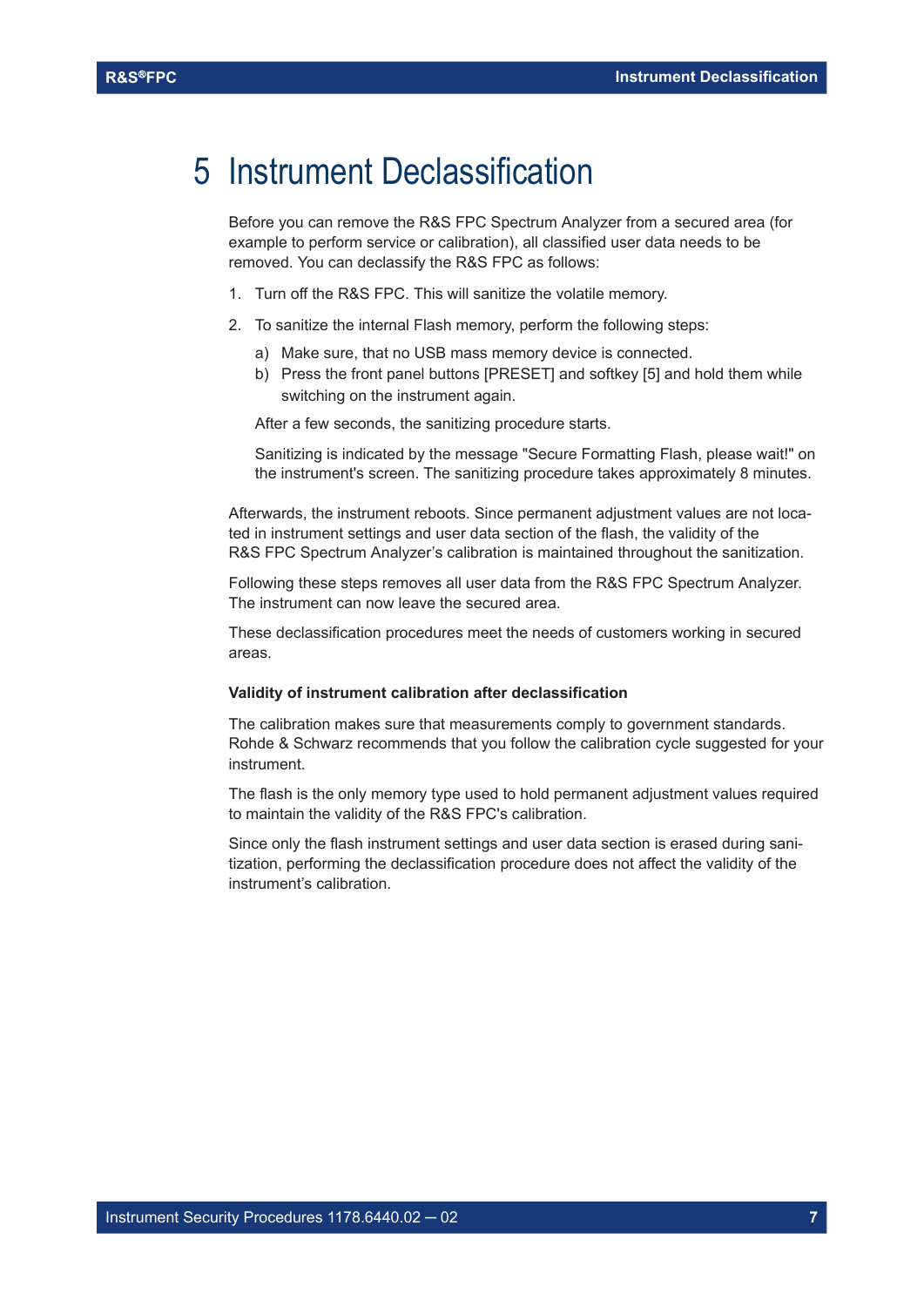# 5 Instrument Declassification

Before you can remove the R&S FPC Spectrum Analyzer from a secured area (for example to perform service or calibration), all classified user data needs to be removed. You can declassify the R&S FPC as follows:

1. Turn off the R&S FPC. This will sanitize the volatile memory.
2. To sanitize the internal Flash memory, perform the following steps:
   a) Make sure, that no USB mass memory device is connected.
   b) Press the front panel buttons [PRESET] and softkey [5] and hold them while switching on the instrument again.

   After a few seconds, the sanitizing procedure starts.

   Sanitizing is indicated by the message "Secure Formatting Flash, please wait!" on the instrument's screen. The sanitizing procedure takes approximately 8 minutes.

Afterwards, the instrument reboots. Since permanent adjustment values are not located in instrument settings and user data section of the flash, the validity of the R&S FPC Spectrum Analyzer's calibration is maintained throughout the sanitization.

Following these steps removes all user data from the R&S FPC Spectrum Analyzer. The instrument can now leave the secured area.

These declassification procedures meet the needs of customers working in secured areas.

**Validity of instrument calibration after declassification**

The calibration makes sure that measurements comply to government standards. Rohde & Schwarz recommends that you follow the calibration cycle suggested for your instrument.

The flash is the only memory type used to hold permanent adjustment values required to maintain the validity of the R&S FPC's calibration.

Since only the flash instrument settings and user data section is erased during sanitization, performing the declassification procedure does not affect the validity of the instrument's calibration.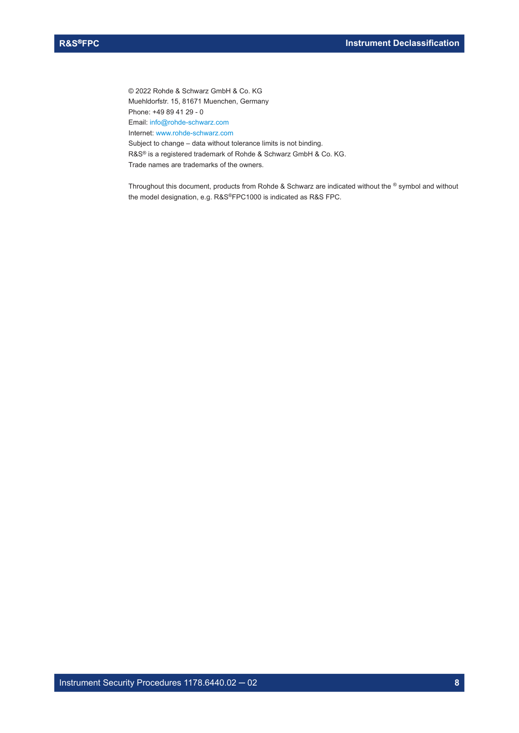© 2022 Rohde & Schwarz GmbH & Co. KG
Muehldorfstr. 15, 81671 Muenchen, Germany
Phone: +49 89 41 29 - 0
Email: info@rohde-schwarz.com
Internet: www.rohde-schwarz.com
Subject to change – data without tolerance limits is not binding.
R&S® is a registered trademark of Rohde & Schwarz GmbH & Co. KG.
Trade names are trademarks of the owners.

Throughout this document, products from Rohde & Schwarz are indicated without the ® symbol and without the model designation, e.g. R&S®FPC1000 is indicated as R&S FPC.